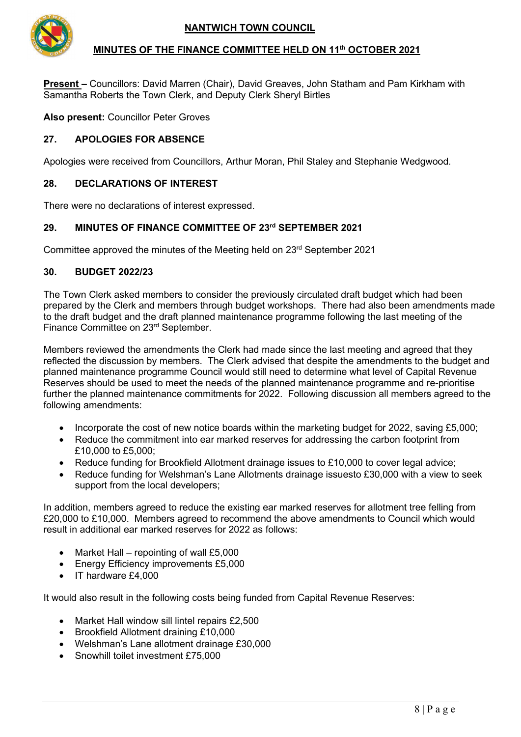# NANTWICH TOWN COUNCIL

## MINUTES OF THE FINANCE COMMITTEE HELD ON 11th OCTOBER 2021

**Present –** Councillors: David Marren (Chair), David Greaves, John Statham and Pam Kirkham with Samantha Roberts the Town Clerk, and Deputy Clerk Sheryl Birtles

**Also present:** Councillor Peter Groves

### 27. APOLOGIES FOR ABSENCE

Apologies were received from Councillors, Arthur Moran, Phil Staley and Stephanie Wedgwood.

### 28. DECLARATIONS OF INTEREST

There were no declarations of interest expressed.

### 29. MINUTES OF FINANCE COMMITTEE OF 23rd SEPTEMBER 2021

Committee approved the minutes of the Meeting held on 23rd September 2021

### 30. BUDGET 2022/23

The Town Clerk asked members to consider the previously circulated draft budget which had been prepared by the Clerk and members through budget workshops. There had also been amendments made to the draft budget and the draft planned maintenance programme following the last meeting of the Finance Committee on 23rd September.

Members reviewed the amendments the Clerk had made since the last meeting and agreed that they reflected the discussion by members. The Clerk advised that despite the amendments to the budget and planned maintenance programme Council would still need to determine what level of Capital Revenue Reserves should be used to meet the needs of the planned maintenance programme and re-prioritise further the planned maintenance commitments for 2022. Following discussion all members agreed to the following amendments:

- Incorporate the cost of new notice boards within the marketing budget for 2022, saving £5,000;
- Reduce the commitment into ear marked reserves for addressing the carbon footprint from £10,000 to £5,000;
- Reduce funding for Brookfield Allotment drainage issues to £10,000 to cover legal advice;
- Reduce funding for Welshman's Lane Allotments drainage issuesto £30,000 with a view to seek support from the local developers;

In addition, members agreed to reduce the existing ear marked reserves for allotment tree felling from £20,000 to £10,000. Members agreed to recommend the above amendments to Council which would result in additional ear marked reserves for 2022 as follows:

- Market Hall – repointing of wall £5,000
- Energy Efficiency improvements £5,000
- IT hardware £4,000

It would also result in the following costs being funded from Capital Revenue Reserves:

- Market Hall window sill lintel repairs £2,500
- Brookfield Allotment draining £10,000
- Welshman's Lane allotment drainage £30,000
- Snowhill toilet investment £75,000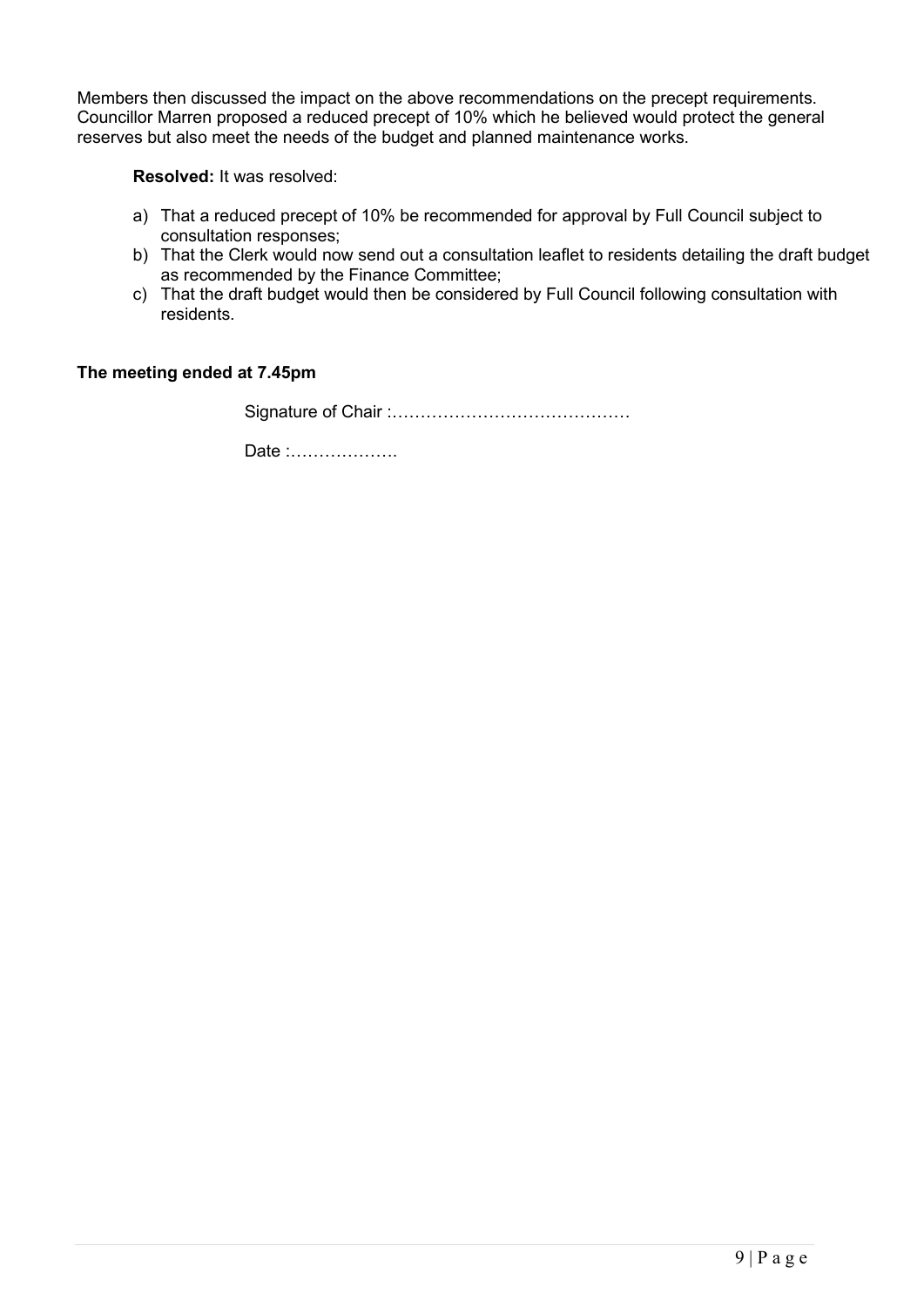Members then discussed the impact on the above recommendations on the precept requirements. Councillor Marren proposed a reduced precept of 10% which he believed would protect the general reserves but also meet the needs of the budget and planned maintenance works.

**Resolved:** It was resolved:

a) That a reduced precept of 10% be recommended for approval by Full Council subject to consultation responses;
b) That the Clerk would now send out a consultation leaflet to residents detailing the draft budget as recommended by the Finance Committee;
c) That the draft budget would then be considered by Full Council following consultation with residents.

**The meeting ended at 7.45pm**

Signature of Chair :……………………………………

Date :……………….